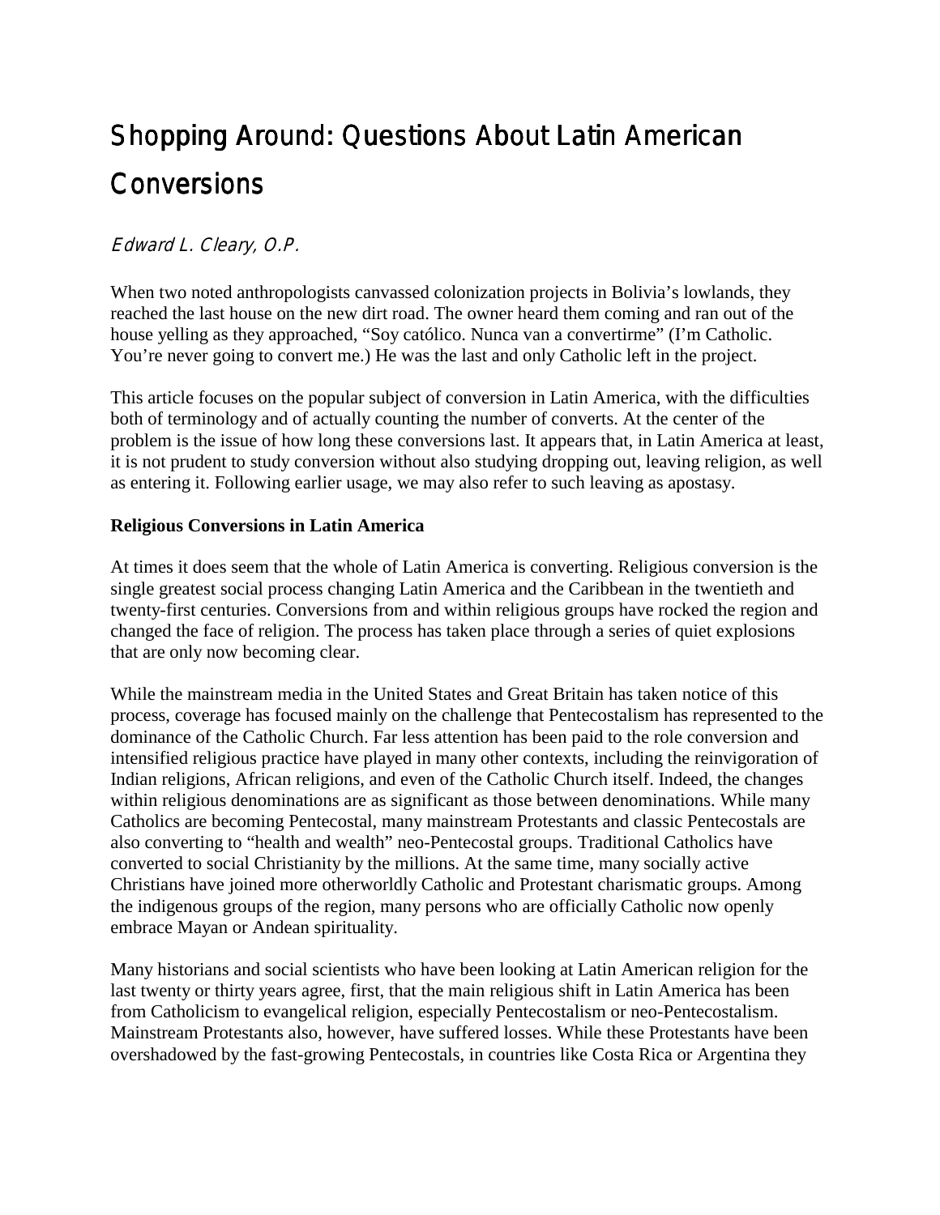# Shopping Around: Questions About Latin American Conversions

*Edward L. Cleary, O.P.*

When two noted anthropologists canvassed colonization projects in Bolivia's lowlands, they reached the last house on the new dirt road. The owner heard them coming and ran out of the house yelling as they approached, "Soy católico. Nunca van a convertirme" (I'm Catholic. You're never going to convert me.) He was the last and only Catholic left in the project.

This article focuses on the popular subject of conversion in Latin America, with the difficulties both of terminology and of actually counting the number of converts. At the center of the problem is the issue of how long these conversions last. It appears that, in Latin America at least, it is not prudent to study conversion without also studying dropping out, leaving religion, as well as entering it. Following earlier usage, we may also refer to such leaving as apostasy.

**Religious Conversions in Latin America**

At times it does seem that the whole of Latin America is converting. Religious conversion is the single greatest social process changing Latin America and the Caribbean in the twentieth and twenty-first centuries. Conversions from and within religious groups have rocked the region and changed the face of religion. The process has taken place through a series of quiet explosions that are only now becoming clear.

While the mainstream media in the United States and Great Britain has taken notice of this process, coverage has focused mainly on the challenge that Pentecostalism has represented to the dominance of the Catholic Church. Far less attention has been paid to the role conversion and intensified religious practice have played in many other contexts, including the reinvigoration of Indian religions, African religions, and even of the Catholic Church itself. Indeed, the changes within religious denominations are as significant as those between denominations. While many Catholics are becoming Pentecostal, many mainstream Protestants and classic Pentecostals are also converting to "health and wealth" neo-Pentecostal groups. Traditional Catholics have converted to social Christianity by the millions. At the same time, many socially active Christians have joined more otherworldly Catholic and Protestant charismatic groups. Among the indigenous groups of the region, many persons who are officially Catholic now openly embrace Mayan or Andean spirituality.

Many historians and social scientists who have been looking at Latin American religion for the last twenty or thirty years agree, first, that the main religious shift in Latin America has been from Catholicism to evangelical religion, especially Pentecostalism or neo-Pentecostalism. Mainstream Protestants also, however, have suffered losses. While these Protestants have been overshadowed by the fast-growing Pentecostals, in countries like Costa Rica or Argentina they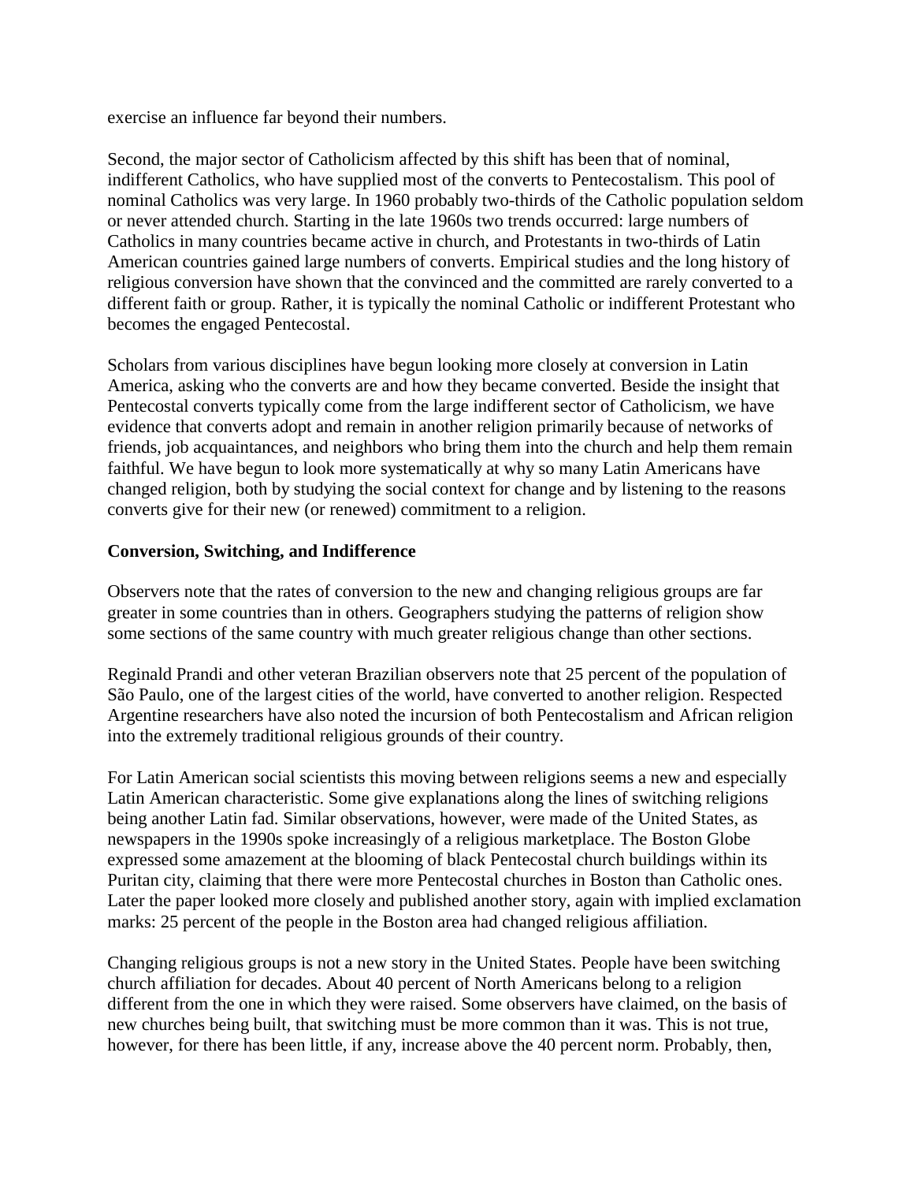exercise an influence far beyond their numbers.

Second, the major sector of Catholicism affected by this shift has been that of nominal, indifferent Catholics, who have supplied most of the converts to Pentecostalism. This pool of nominal Catholics was very large. In 1960 probably two-thirds of the Catholic population seldom or never attended church. Starting in the late 1960s two trends occurred: large numbers of Catholics in many countries became active in church, and Protestants in two-thirds of Latin American countries gained large numbers of converts. Empirical studies and the long history of religious conversion have shown that the convinced and the committed are rarely converted to a different faith or group. Rather, it is typically the nominal Catholic or indifferent Protestant who becomes the engaged Pentecostal.

Scholars from various disciplines have begun looking more closely at conversion in Latin America, asking who the converts are and how they became converted. Beside the insight that Pentecostal converts typically come from the large indifferent sector of Catholicism, we have evidence that converts adopt and remain in another religion primarily because of networks of friends, job acquaintances, and neighbors who bring them into the church and help them remain faithful. We have begun to look more systematically at why so many Latin Americans have changed religion, both by studying the social context for change and by listening to the reasons converts give for their new (or renewed) commitment to a religion.

**Conversion, Switching, and Indifference**

Observers note that the rates of conversion to the new and changing religious groups are far greater in some countries than in others. Geographers studying the patterns of religion show some sections of the same country with much greater religious change than other sections.

Reginald Prandi and other veteran Brazilian observers note that 25 percent of the population of São Paulo, one of the largest cities of the world, have converted to another religion. Respected Argentine researchers have also noted the incursion of both Pentecostalism and African religion into the extremely traditional religious grounds of their country.

For Latin American social scientists this moving between religions seems a new and especially Latin American characteristic. Some give explanations along the lines of switching religions being another Latin fad. Similar observations, however, were made of the United States, as newspapers in the 1990s spoke increasingly of a religious marketplace. The Boston Globe expressed some amazement at the blooming of black Pentecostal church buildings within its Puritan city, claiming that there were more Pentecostal churches in Boston than Catholic ones. Later the paper looked more closely and published another story, again with implied exclamation marks: 25 percent of the people in the Boston area had changed religious affiliation.

Changing religious groups is not a new story in the United States. People have been switching church affiliation for decades. About 40 percent of North Americans belong to a religion different from the one in which they were raised. Some observers have claimed, on the basis of new churches being built, that switching must be more common than it was. This is not true, however, for there has been little, if any, increase above the 40 percent norm. Probably, then,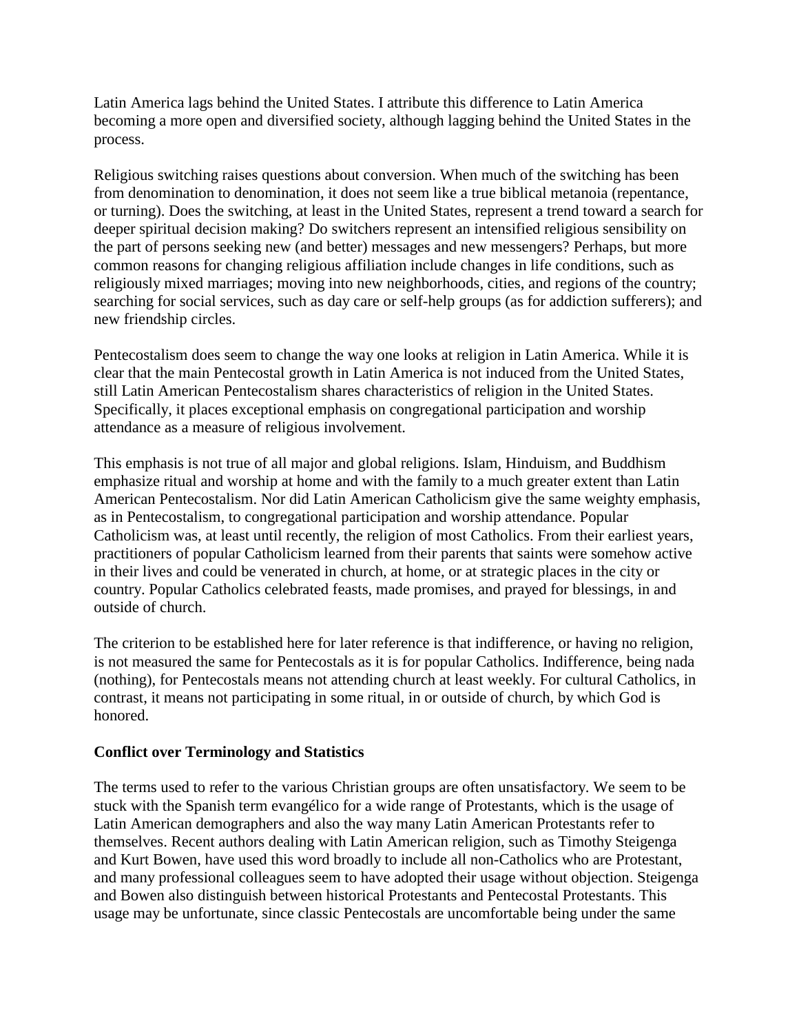Latin America lags behind the United States. I attribute this difference to Latin America becoming a more open and diversified society, although lagging behind the United States in the process.

Religious switching raises questions about conversion. When much of the switching has been from denomination to denomination, it does not seem like a true biblical metanoia (repentance, or turning). Does the switching, at least in the United States, represent a trend toward a search for deeper spiritual decision making? Do switchers represent an intensified religious sensibility on the part of persons seeking new (and better) messages and new messengers? Perhaps, but more common reasons for changing religious affiliation include changes in life conditions, such as religiously mixed marriages; moving into new neighborhoods, cities, and regions of the country; searching for social services, such as day care or self-help groups (as for addiction sufferers); and new friendship circles.

Pentecostalism does seem to change the way one looks at religion in Latin America. While it is clear that the main Pentecostal growth in Latin America is not induced from the United States, still Latin American Pentecostalism shares characteristics of religion in the United States. Specifically, it places exceptional emphasis on congregational participation and worship attendance as a measure of religious involvement.

This emphasis is not true of all major and global religions. Islam, Hinduism, and Buddhism emphasize ritual and worship at home and with the family to a much greater extent than Latin American Pentecostalism. Nor did Latin American Catholicism give the same weighty emphasis, as in Pentecostalism, to congregational participation and worship attendance. Popular Catholicism was, at least until recently, the religion of most Catholics. From their earliest years, practitioners of popular Catholicism learned from their parents that saints were somehow active in their lives and could be venerated in church, at home, or at strategic places in the city or country. Popular Catholics celebrated feasts, made promises, and prayed for blessings, in and outside of church.

The criterion to be established here for later reference is that indifference, or having no religion, is not measured the same for Pentecostals as it is for popular Catholics. Indifference, being nada (nothing), for Pentecostals means not attending church at least weekly. For cultural Catholics, in contrast, it means not participating in some ritual, in or outside of church, by which God is honored.

## Conflict over Terminology and Statistics

The terms used to refer to the various Christian groups are often unsatisfactory. We seem to be stuck with the Spanish term evangélico for a wide range of Protestants, which is the usage of Latin American demographers and also the way many Latin American Protestants refer to themselves. Recent authors dealing with Latin American religion, such as Timothy Steigenga and Kurt Bowen, have used this word broadly to include all non-Catholics who are Protestant, and many professional colleagues seem to have adopted their usage without objection. Steigenga and Bowen also distinguish between historical Protestants and Pentecostal Protestants. This usage may be unfortunate, since classic Pentecostals are uncomfortable being under the same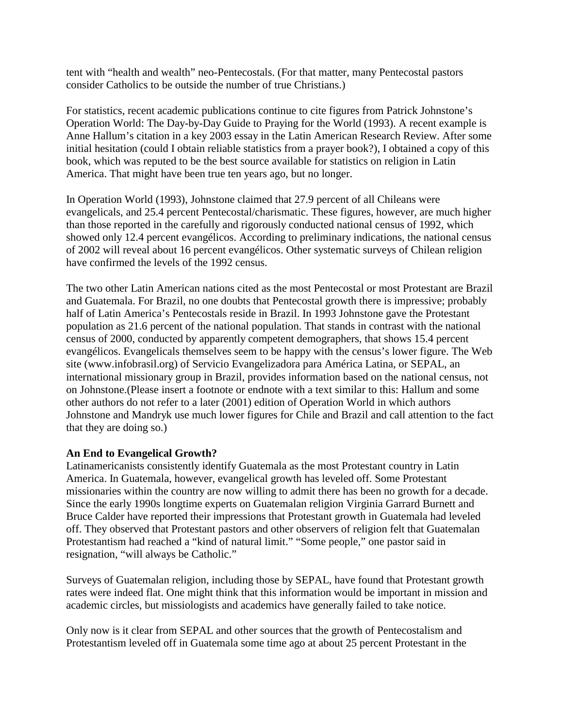tent with "health and wealth" neo-Pentecostals. (For that matter, many Pentecostal pastors consider Catholics to be outside the number of true Christians.)

For statistics, recent academic publications continue to cite figures from Patrick Johnstone's Operation World: The Day-by-Day Guide to Praying for the World (1993). A recent example is Anne Hallum's citation in a key 2003 essay in the Latin American Research Review. After some initial hesitation (could I obtain reliable statistics from a prayer book?), I obtained a copy of this book, which was reputed to be the best source available for statistics on religion in Latin America. That might have been true ten years ago, but no longer.

In Operation World (1993), Johnstone claimed that 27.9 percent of all Chileans were evangelicals, and 25.4 percent Pentecostal/charismatic. These figures, however, are much higher than those reported in the carefully and rigorously conducted national census of 1992, which showed only 12.4 percent evangélicos. According to preliminary indications, the national census of 2002 will reveal about 16 percent evangélicos. Other systematic surveys of Chilean religion have confirmed the levels of the 1992 census.

The two other Latin American nations cited as the most Pentecostal or most Protestant are Brazil and Guatemala. For Brazil, no one doubts that Pentecostal growth there is impressive; probably half of Latin America's Pentecostals reside in Brazil. In 1993 Johnstone gave the Protestant population as 21.6 percent of the national population. That stands in contrast with the national census of 2000, conducted by apparently competent demographers, that shows 15.4 percent evangélicos. Evangelicals themselves seem to be happy with the census's lower figure. The Web site (www.infobrasil.org) of Servicio Evangelizadora para América Latina, or SEPAL, an international missionary group in Brazil, provides information based on the national census, not on Johnstone.(Please insert a footnote or endnote with a text similar to this: Hallum and some other authors do not refer to a later (2001) edition of Operation World in which authors Johnstone and Mandryk use much lower figures for Chile and Brazil and call attention to the fact that they are doing so.)

**An End to Evangelical Growth?**

Latinamericanists consistently identify Guatemala as the most Protestant country in Latin America. In Guatemala, however, evangelical growth has leveled off. Some Protestant missionaries within the country are now willing to admit there has been no growth for a decade. Since the early 1990s longtime experts on Guatemalan religion Virginia Garrard Burnett and Bruce Calder have reported their impressions that Protestant growth in Guatemala had leveled off. They observed that Protestant pastors and other observers of religion felt that Guatemalan Protestantism had reached a "kind of natural limit." "Some people," one pastor said in resignation, "will always be Catholic."

Surveys of Guatemalan religion, including those by SEPAL, have found that Protestant growth rates were indeed flat. One might think that this information would be important in mission and academic circles, but missiologists and academics have generally failed to take notice.

Only now is it clear from SEPAL and other sources that the growth of Pentecostalism and Protestantism leveled off in Guatemala some time ago at about 25 percent Protestant in the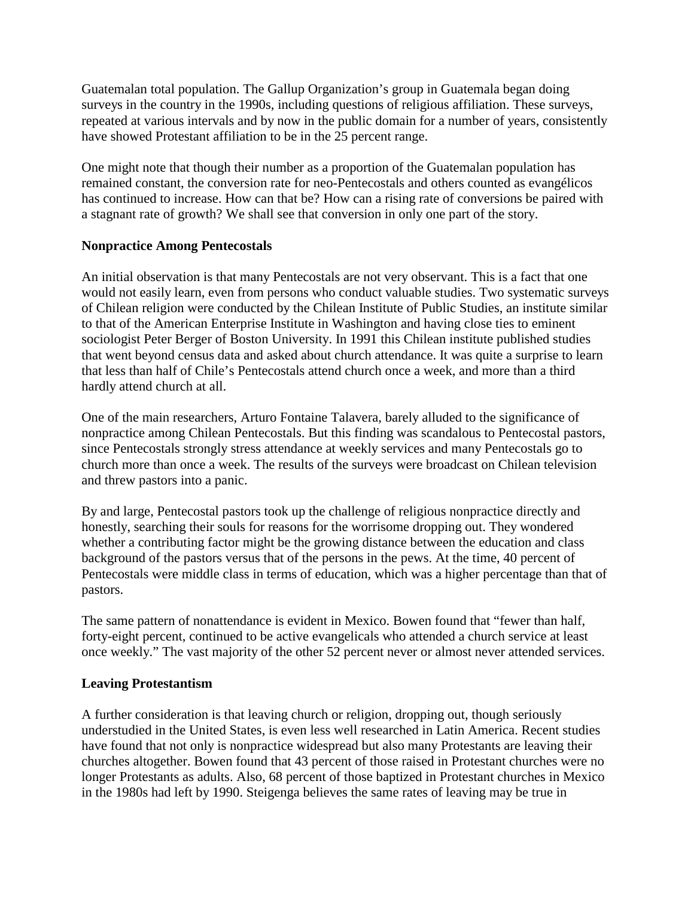Guatemalan total population. The Gallup Organization's group in Guatemala began doing surveys in the country in the 1990s, including questions of religious affiliation. These surveys, repeated at various intervals and by now in the public domain for a number of years, consistently have showed Protestant affiliation to be in the 25 percent range.

One might note that though their number as a proportion of the Guatemalan population has remained constant, the conversion rate for neo-Pentecostals and others counted as evangélicos has continued to increase. How can that be? How can a rising rate of conversions be paired with a stagnant rate of growth? We shall see that conversion in only one part of the story.

**Nonpractice Among Pentecostals**

An initial observation is that many Pentecostals are not very observant. This is a fact that one would not easily learn, even from persons who conduct valuable studies. Two systematic surveys of Chilean religion were conducted by the Chilean Institute of Public Studies, an institute similar to that of the American Enterprise Institute in Washington and having close ties to eminent sociologist Peter Berger of Boston University. In 1991 this Chilean institute published studies that went beyond census data and asked about church attendance. It was quite a surprise to learn that less than half of Chile's Pentecostals attend church once a week, and more than a third hardly attend church at all.

One of the main researchers, Arturo Fontaine Talavera, barely alluded to the significance of nonpractice among Chilean Pentecostals. But this finding was scandalous to Pentecostal pastors, since Pentecostals strongly stress attendance at weekly services and many Pentecostals go to church more than once a week. The results of the surveys were broadcast on Chilean television and threw pastors into a panic.

By and large, Pentecostal pastors took up the challenge of religious nonpractice directly and honestly, searching their souls for reasons for the worrisome dropping out. They wondered whether a contributing factor might be the growing distance between the education and class background of the pastors versus that of the persons in the pews. At the time, 40 percent of Pentecostals were middle class in terms of education, which was a higher percentage than that of pastors.

The same pattern of nonattendance is evident in Mexico. Bowen found that "fewer than half, forty-eight percent, continued to be active evangelicals who attended a church service at least once weekly." The vast majority of the other 52 percent never or almost never attended services.

**Leaving Protestantism**

A further consideration is that leaving church or religion, dropping out, though seriously understudied in the United States, is even less well researched in Latin America. Recent studies have found that not only is nonpractice widespread but also many Protestants are leaving their churches altogether. Bowen found that 43 percent of those raised in Protestant churches were no longer Protestants as adults. Also, 68 percent of those baptized in Protestant churches in Mexico in the 1980s had left by 1990. Steigenga believes the same rates of leaving may be true in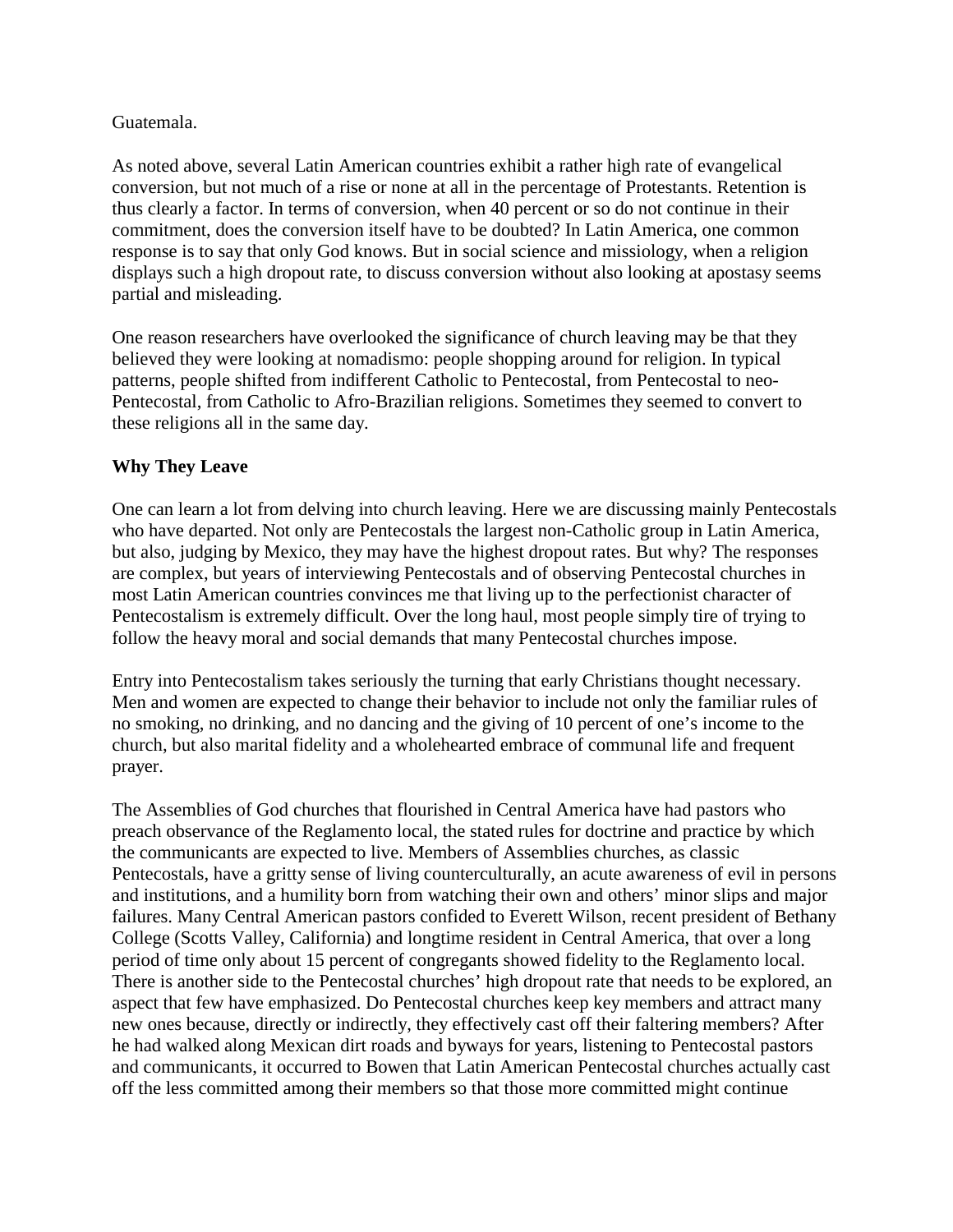Guatemala.

As noted above, several Latin American countries exhibit a rather high rate of evangelical conversion, but not much of a rise or none at all in the percentage of Protestants. Retention is thus clearly a factor. In terms of conversion, when 40 percent or so do not continue in their commitment, does the conversion itself have to be doubted? In Latin America, one common response is to say that only God knows. But in social science and missiology, when a religion displays such a high dropout rate, to discuss conversion without also looking at apostasy seems partial and misleading.

One reason researchers have overlooked the significance of church leaving may be that they believed they were looking at nomadismo: people shopping around for religion. In typical patterns, people shifted from indifferent Catholic to Pentecostal, from Pentecostal to neo-Pentecostal, from Catholic to Afro-Brazilian religions. Sometimes they seemed to convert to these religions all in the same day.

## Why They Leave

One can learn a lot from delving into church leaving. Here we are discussing mainly Pentecostals who have departed. Not only are Pentecostals the largest non-Catholic group in Latin America, but also, judging by Mexico, they may have the highest dropout rates. But why? The responses are complex, but years of interviewing Pentecostals and of observing Pentecostal churches in most Latin American countries convinces me that living up to the perfectionist character of Pentecostalism is extremely difficult. Over the long haul, most people simply tire of trying to follow the heavy moral and social demands that many Pentecostal churches impose.

Entry into Pentecostalism takes seriously the turning that early Christians thought necessary. Men and women are expected to change their behavior to include not only the familiar rules of no smoking, no drinking, and no dancing and the giving of 10 percent of one's income to the church, but also marital fidelity and a wholehearted embrace of communal life and frequent prayer.

The Assemblies of God churches that flourished in Central America have had pastors who preach observance of the Reglamento local, the stated rules for doctrine and practice by which the communicants are expected to live. Members of Assemblies churches, as classic Pentecostals, have a gritty sense of living counterculturally, an acute awareness of evil in persons and institutions, and a humility born from watching their own and others' minor slips and major failures. Many Central American pastors confided to Everett Wilson, recent president of Bethany College (Scotts Valley, California) and longtime resident in Central America, that over a long period of time only about 15 percent of congregants showed fidelity to the Reglamento local. There is another side to the Pentecostal churches' high dropout rate that needs to be explored, an aspect that few have emphasized. Do Pentecostal churches keep key members and attract many new ones because, directly or indirectly, they effectively cast off their faltering members? After he had walked along Mexican dirt roads and byways for years, listening to Pentecostal pastors and communicants, it occurred to Bowen that Latin American Pentecostal churches actually cast off the less committed among their members so that those more committed might continue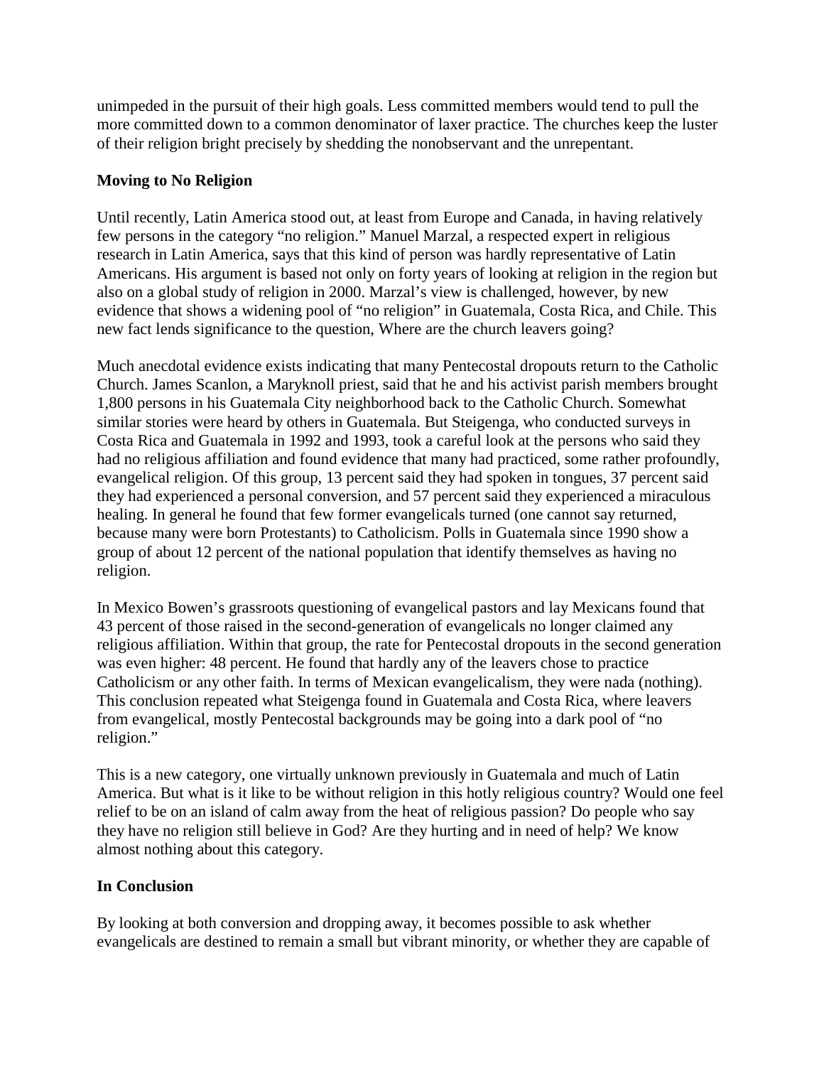unimpeded in the pursuit of their high goals. Less committed members would tend to pull the more committed down to a common denominator of laxer practice. The churches keep the luster of their religion bright precisely by shedding the nonobservant and the unrepentant.

**Moving to No Religion**

Until recently, Latin America stood out, at least from Europe and Canada, in having relatively few persons in the category "no religion." Manuel Marzal, a respected expert in religious research in Latin America, says that this kind of person was hardly representative of Latin Americans. His argument is based not only on forty years of looking at religion in the region but also on a global study of religion in 2000. Marzal's view is challenged, however, by new evidence that shows a widening pool of "no religion" in Guatemala, Costa Rica, and Chile. This new fact lends significance to the question, Where are the church leavers going?

Much anecdotal evidence exists indicating that many Pentecostal dropouts return to the Catholic Church. James Scanlon, a Maryknoll priest, said that he and his activist parish members brought 1,800 persons in his Guatemala City neighborhood back to the Catholic Church. Somewhat similar stories were heard by others in Guatemala. But Steigenga, who conducted surveys in Costa Rica and Guatemala in 1992 and 1993, took a careful look at the persons who said they had no religious affiliation and found evidence that many had practiced, some rather profoundly, evangelical religion. Of this group, 13 percent said they had spoken in tongues, 37 percent said they had experienced a personal conversion, and 57 percent said they experienced a miraculous healing. In general he found that few former evangelicals turned (one cannot say returned, because many were born Protestants) to Catholicism. Polls in Guatemala since 1990 show a group of about 12 percent of the national population that identify themselves as having no religion.

In Mexico Bowen's grassroots questioning of evangelical pastors and lay Mexicans found that 43 percent of those raised in the second-generation of evangelicals no longer claimed any religious affiliation. Within that group, the rate for Pentecostal dropouts in the second generation was even higher: 48 percent. He found that hardly any of the leavers chose to practice Catholicism or any other faith. In terms of Mexican evangelicalism, they were nada (nothing). This conclusion repeated what Steigenga found in Guatemala and Costa Rica, where leavers from evangelical, mostly Pentecostal backgrounds may be going into a dark pool of "no religion."

This is a new category, one virtually unknown previously in Guatemala and much of Latin America. But what is it like to be without religion in this hotly religious country? Would one feel relief to be on an island of calm away from the heat of religious passion? Do people who say they have no religion still believe in God? Are they hurting and in need of help? We know almost nothing about this category.

**In Conclusion**

By looking at both conversion and dropping away, it becomes possible to ask whether evangelicals are destined to remain a small but vibrant minority, or whether they are capable of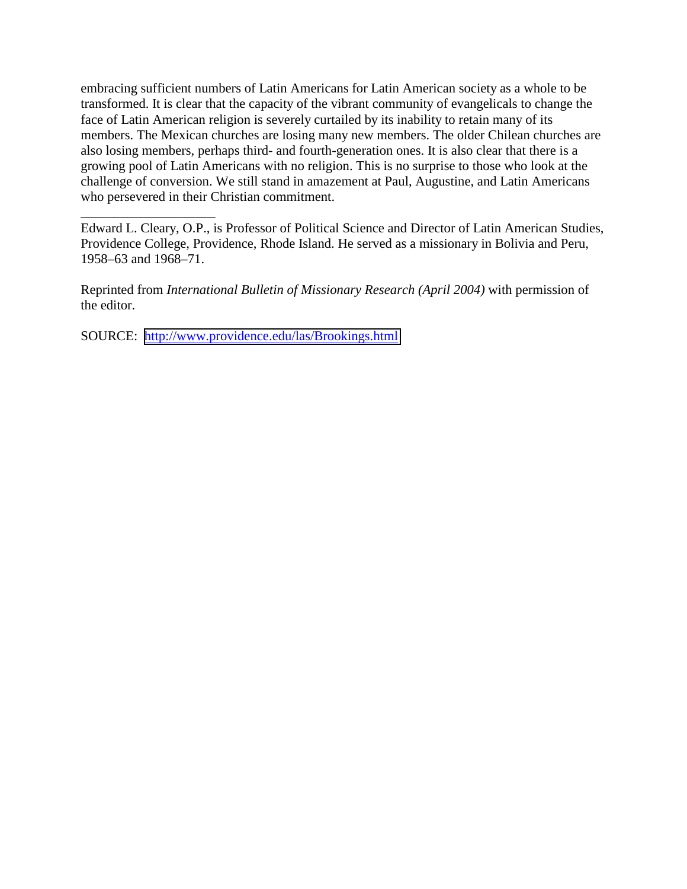embracing sufficient numbers of Latin Americans for Latin American society as a whole to be transformed. It is clear that the capacity of the vibrant community of evangelicals to change the face of Latin American religion is severely curtailed by its inability to retain many of its members. The Mexican churches are losing many new members. The older Chilean churches are also losing members, perhaps third- and fourth-generation ones. It is also clear that there is a growing pool of Latin Americans with no religion. This is no surprise to those who look at the challenge of conversion. We still stand in amazement at Paul, Augustine, and Latin Americans who persevered in their Christian commitment.

---

Edward L. Cleary, O.P., is Professor of Political Science and Director of Latin American Studies, Providence College, Providence, Rhode Island. He served as a missionary in Bolivia and Peru, 1958–63 and 1968–71.

Reprinted from *International Bulletin of Missionary Research (April 2004)* with permission of the editor.

SOURCE: http://www.providence.edu/las/Brookings.html